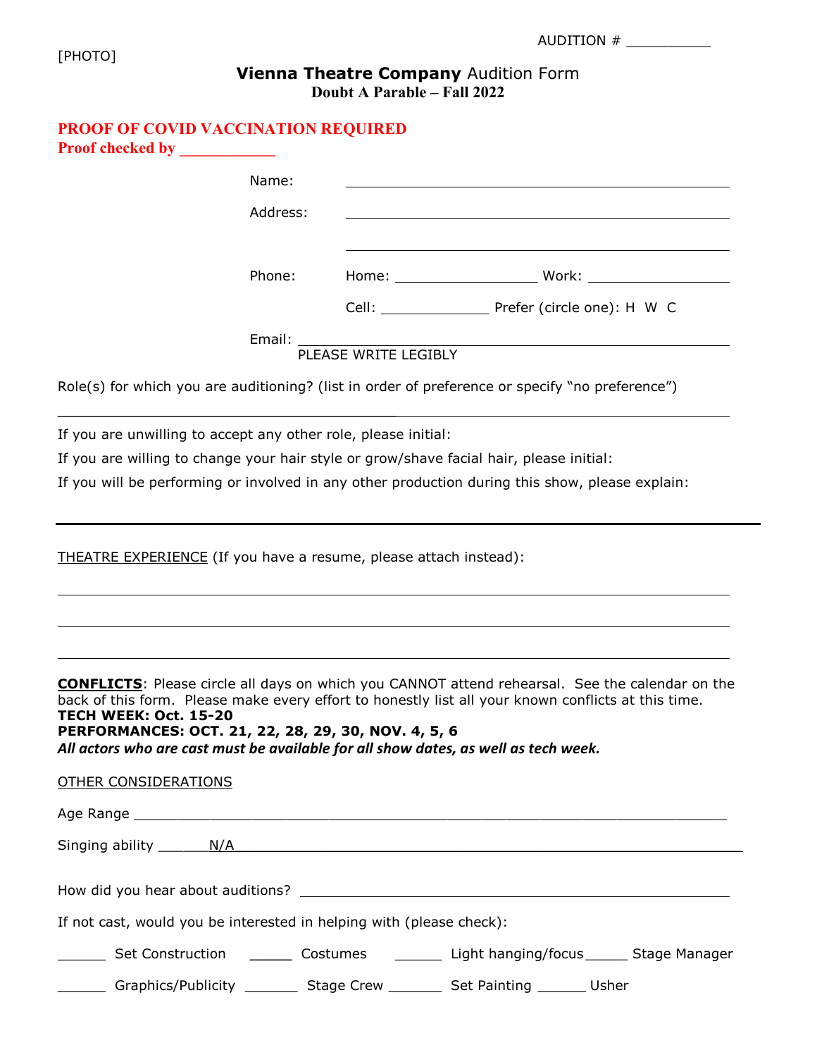AUDITION # __________

[PHOTO]

# **Vienna Theatre Company** Audition Form

**Doubt A Parable – Fall 2022**

**PROOF OF COVID VACCINATION REQUIRED**

**Proof checked by ___________**

Name: ______________________________________________

Address: ______________________________________________

______________________________________________

Phone: Home: _________________ Work: _________________

Cell: _____________ Prefer (circle one): H W C

Email: ______________________________________________

PLEASE WRITE LEGIBLY

Role(s) for which you are auditioning? (list in order of preference or specify "no preference")

______________________________________________________________________________

If you are unwilling to accept any other role, please initial:

If you are willing to change your hair style or grow/shave facial hair, please initial:

If you will be performing or involved in any other production during this show, please explain:

---

THEATRE EXPERIENCE (If you have a resume, please attach instead):

______________________________________________________________________________

______________________________________________________________________________

______________________________________________________________________________

**CONFLICTS**: Please circle all days on which you CANNOT attend rehearsal. See the calendar on the back of this form. Please make every effort to honestly list all your known conflicts at this time.

**TECH WEEK: Oct. 15-20**

**PERFORMANCES: OCT. 21, 22, 28, 29, 30, NOV. 4, 5, 6**

***All actors who are cast must be available for all show dates, as well as tech week.***

OTHER CONSIDERATIONS

Age Range ______________________________________________________________________

Singing ability ______N/A___________________________________________________________

How did you hear about auditions? ______________________________________________

If not cast, would you be interested in helping with (please check):

______ Set Construction ______ Costumes ______ Light hanging/focus ______ Stage Manager

______ Graphics/Publicity ______ Stage Crew ______ Set Painting ______ Usher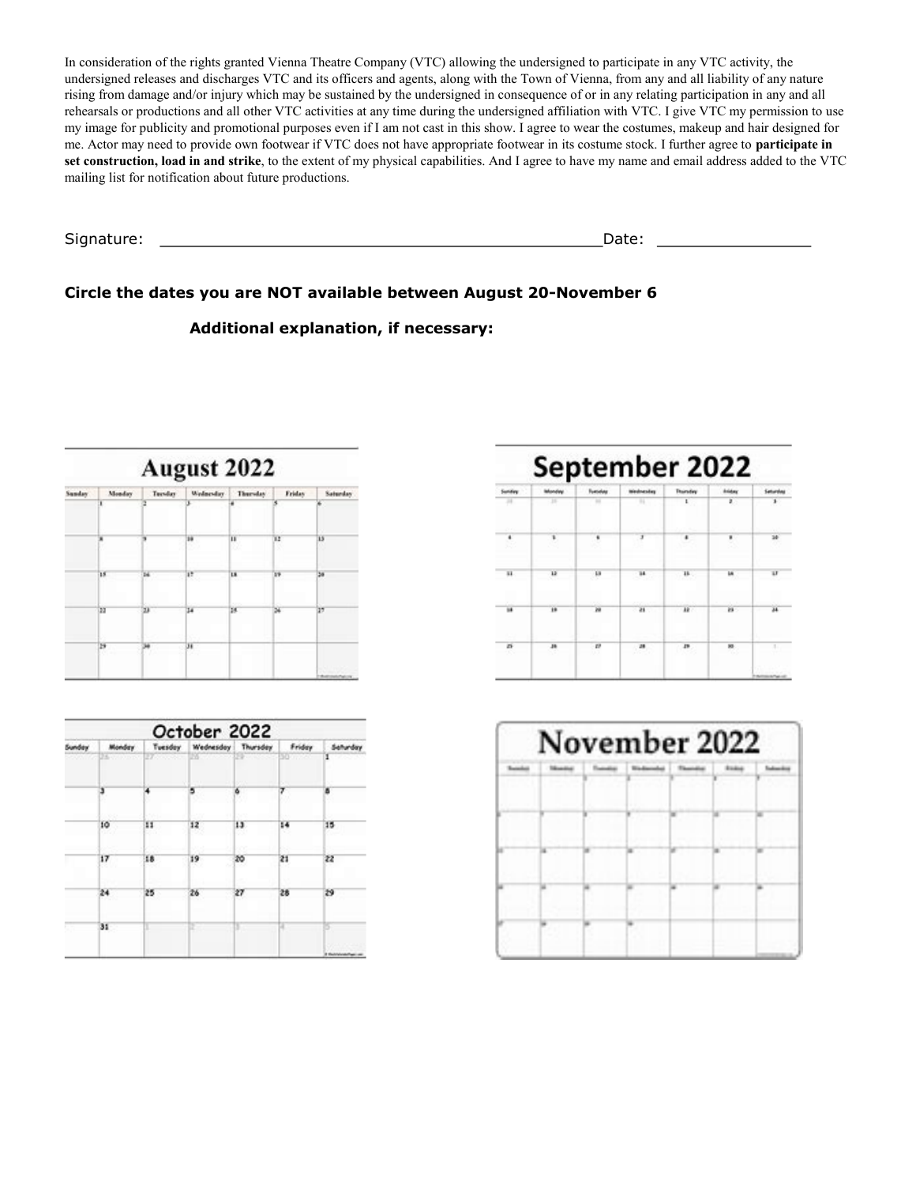In consideration of the rights granted Vienna Theatre Company (VTC) allowing the undersigned to participate in any VTC activity, the undersigned releases and discharges VTC and its officers and agents, along with the Town of Vienna, from any and all liability of any nature rising from damage and/or injury which may be sustained by the undersigned in consequence of or in any relating participation in any and all rehearsals or productions and all other VTC activities at any time during the undersigned affiliation with VTC. I give VTC my permission to use my image for publicity and promotional purposes even if I am not cast in this show. I agree to wear the costumes, makeup and hair designed for me. Actor may need to provide own footwear if VTC does not have appropriate footwear in its costume stock. I further agree to **participate in set construction, load in and strike**, to the extent of my physical capabilities. And I agree to have my name and email address added to the VTC mailing list for notification about future productions.

Signature: _______________________________________________Date: _______________

**Circle the dates you are NOT available between August 20-November 6**

**Additional explanation, if necessary:**

## August 2022

| Sunday | Monday | Tuesday | Wednesday | Thursday | Friday | Saturday |
|---|---|---|---|---|---|---|
| | 1 | 2 | 3 | 4 | 5 | 6 |
| | 8 | 9 | 10 | 11 | 12 | 13 |
| | 15 | 16 | 17 | 18 | 19 | 20 |
| | 22 | 23 | 24 | 25 | 26 | 27 |
| | 29 | 30 | 31 | | | |

## September 2022

| Sunday | Monday | Tuesday | Wednesday | Thursday | Friday | Saturday |
|---|---|---|---|---|---|---|
| 28 | 29 | 30 | 31 | 1 | 2 | 3 |
| 4 | 5 | 6 | 7 | 8 | 9 | 10 |
| 11 | 12 | 13 | 14 | 15 | 16 | 17 |
| 18 | 19 | 20 | 21 | 22 | 23 | 24 |
| 25 | 26 | 27 | 28 | 29 | 30 | 1 |

## October 2022

| Sunday | Monday | Tuesday | Wednesday | Thursday | Friday | Saturday |
|---|---|---|---|---|---|---|
| | 26 | 27 | 28 | 29 | 30 | 1 |
| | 3 | 4 | 5 | 6 | 7 | 8 |
| | 10 | 11 | 12 | 13 | 14 | 15 |
| | 17 | 18 | 19 | 20 | 21 | 22 |
| | 24 | 25 | 26 | 27 | 28 | 29 |
| | 31 | 1 | 2 | 3 | 4 | 5 |

## November 2022